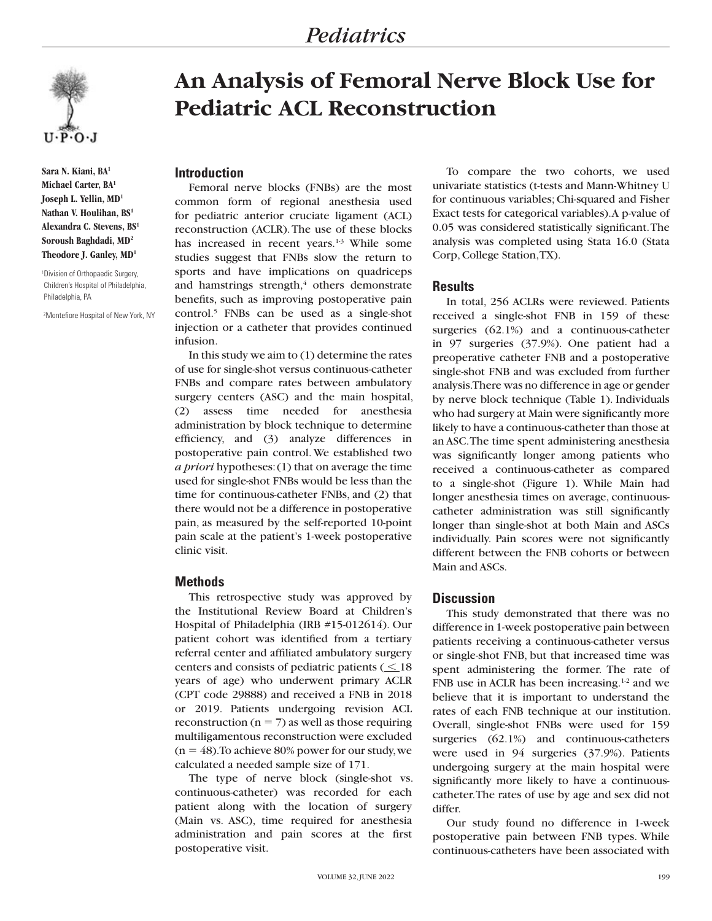# An Analysis of Femoral Nerve Block Use for Pediatric ACL Reconstruction

Sara N. Kiani, BA[1]
Michael Carter, BA[1]
Joseph L. Yellin, MD[1]
Nathan V. Houlihan, BS[1]
Alexandra C. Stevens, BS[1]
Soroush Baghdadi, MD[2]
Theodore J. Ganley, MD[1]

[1]Division of Orthopaedic Surgery, Children's Hospital of Philadelphia, Philadelphia, PA

[2]Montefiore Hospital of New York, NY

## Introduction

Femoral nerve blocks (FNBs) are the most common form of regional anesthesia used for pediatric anterior cruciate ligament (ACL) reconstruction (ACLR). The use of these blocks has increased in recent years.[1-3] While some studies suggest that FNBs slow the return to sports and have implications on quadriceps and hamstrings strength,[4] others demonstrate benefits, such as improving postoperative pain control.[5] FNBs can be used as a single-shot injection or a catheter that provides continued infusion.

In this study we aim to (1) determine the rates of use for single-shot versus continuous-catheter FNBs and compare rates between ambulatory surgery centers (ASC) and the main hospital, (2) assess time needed for anesthesia administration by block technique to determine efficiency, and (3) analyze differences in postoperative pain control. We established two *a priori* hypotheses: (1) that on average the time used for single-shot FNBs would be less than the time for continuous-catheter FNBs, and (2) that there would not be a difference in postoperative pain, as measured by the self-reported 10-point pain scale at the patient's 1-week postoperative clinic visit.

## Methods

This retrospective study was approved by the Institutional Review Board at Children's Hospital of Philadelphia (IRB #15-012614). Our patient cohort was identified from a tertiary referral center and affiliated ambulatory surgery centers and consists of pediatric patients ($\leq$18 years of age) who underwent primary ACLR (CPT code 29888) and received a FNB in 2018 or 2019. Patients undergoing revision ACL reconstruction (n = 7) as well as those requiring multiligamentous reconstruction were excluded (n = 48). To achieve 80% power for our study, we calculated a needed sample size of 171.

The type of nerve block (single-shot vs. continuous-catheter) was recorded for each patient along with the location of surgery (Main vs. ASC), time required for anesthesia administration and pain scores at the first postoperative visit.

To compare the two cohorts, we used univariate statistics (t-tests and Mann-Whitney U for continuous variables; Chi-squared and Fisher Exact tests for categorical variables). A p-value of 0.05 was considered statistically significant. The analysis was completed using Stata 16.0 (Stata Corp, College Station, TX).

## Results

In total, 256 ACLRs were reviewed. Patients received a single-shot FNB in 159 of these surgeries (62.1%) and a continuous-catheter in 97 surgeries (37.9%). One patient had a preoperative catheter FNB and a postoperative single-shot FNB and was excluded from further analysis. There was no difference in age or gender by nerve block technique (Table 1). Individuals who had surgery at Main were significantly more likely to have a continuous-catheter than those at an ASC. The time spent administering anesthesia was significantly longer among patients who received a continuous-catheter as compared to a single-shot (Figure 1). While Main had longer anesthesia times on average, continuous-catheter administration was still significantly longer than single-shot at both Main and ASCs individually. Pain scores were not significantly different between the FNB cohorts or between Main and ASCs.

## Discussion

This study demonstrated that there was no difference in 1-week postoperative pain between patients receiving a continuous-catheter versus or single-shot FNB, but that increased time was spent administering the former. The rate of FNB use in ACLR has been increasing.[1-2] and we believe that it is important to understand the rates of each FNB technique at our institution. Overall, single-shot FNBs were used for 159 surgeries (62.1%) and continuous-catheters were used in 94 surgeries (37.9%). Patients undergoing surgery at the main hospital were significantly more likely to have a continuous-catheter. The rates of use by age and sex did not differ.

Our study found no difference in 1-week postoperative pain between FNB types. While continuous-catheters have been associated with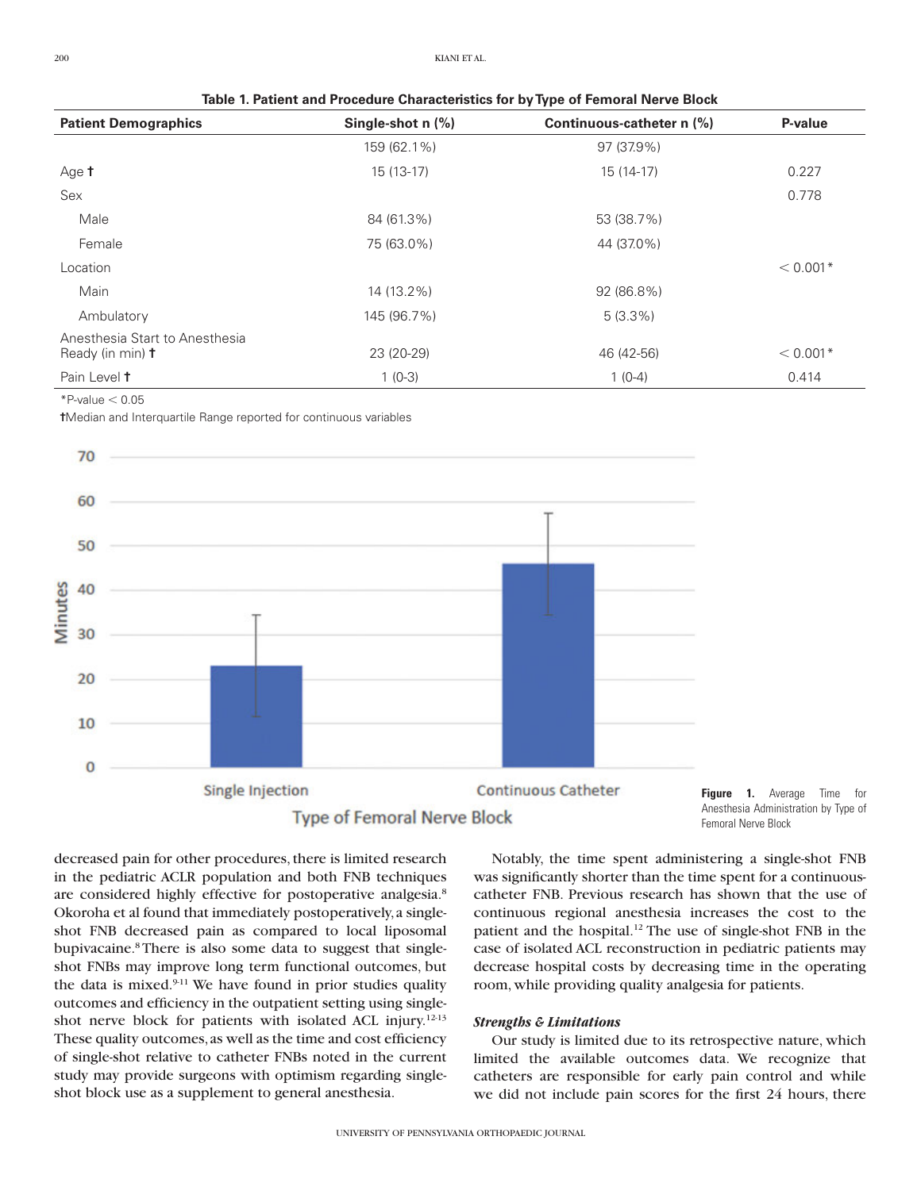**Table 1. Patient and Procedure Characteristics for by Type of Femoral Nerve Block**

| Patient Demographics | Single-shot n (%) | Continuous-catheter n (%) | P-value |
|---|---|---|---|
| | 159 (62.1%) | 97 (37.9%) | |
| Age † | 15 (13-17) | 15 (14-17) | 0.227 |
| Sex | | | 0.778 |
| Male | 84 (61.3%) | 53 (38.7%) | |
| Female | 75 (63.0%) | 44 (37.0%) | |
| Location | | | < 0.001* |
| Main | 14 (13.2%) | 92 (86.8%) | |
| Ambulatory | 145 (96.7%) | 5 (3.3%) | |
| Anesthesia Start to Anesthesia Ready (in min) † | 23 (20-29) | 46 (42-56) | < 0.001* |
| Pain Level † | 1 (0-3) | 1 (0-4) | 0.414 |

*P-value < 0.05

†Median and Interquartile Range reported for continuous variables

**Figure 1.** Average Time for Anesthesia Administration by Type of Femoral Nerve Block

decreased pain for other procedures, there is limited research in the pediatric ACLR population and both FNB techniques are considered highly effective for postoperative analgesia.[8] Okoroha et al found that immediately postoperatively, a single-shot FNB decreased pain as compared to local liposomal bupivacaine.[8] There is also some data to suggest that single-shot FNBs may improve long term functional outcomes, but the data is mixed.[9-11] We have found in prior studies quality outcomes and efficiency in the outpatient setting using single-shot nerve block for patients with isolated ACL injury.[12-13] These quality outcomes, as well as the time and cost efficiency of single-shot relative to catheter FNBs noted in the current study may provide surgeons with optimism regarding single-shot block use as a supplement to general anesthesia.

Notably, the time spent administering a single-shot FNB was significantly shorter than the time spent for a continuous-catheter FNB. Previous research has shown that the use of continuous regional anesthesia increases the cost to the patient and the hospital.[12] The use of single-shot FNB in the case of isolated ACL reconstruction in pediatric patients may decrease hospital costs by decreasing time in the operating room, while providing quality analgesia for patients.

### *Strengths & Limitations*

Our study is limited due to its retrospective nature, which limited the available outcomes data. We recognize that catheters are responsible for early pain control and while we did not include pain scores for the first 24 hours, there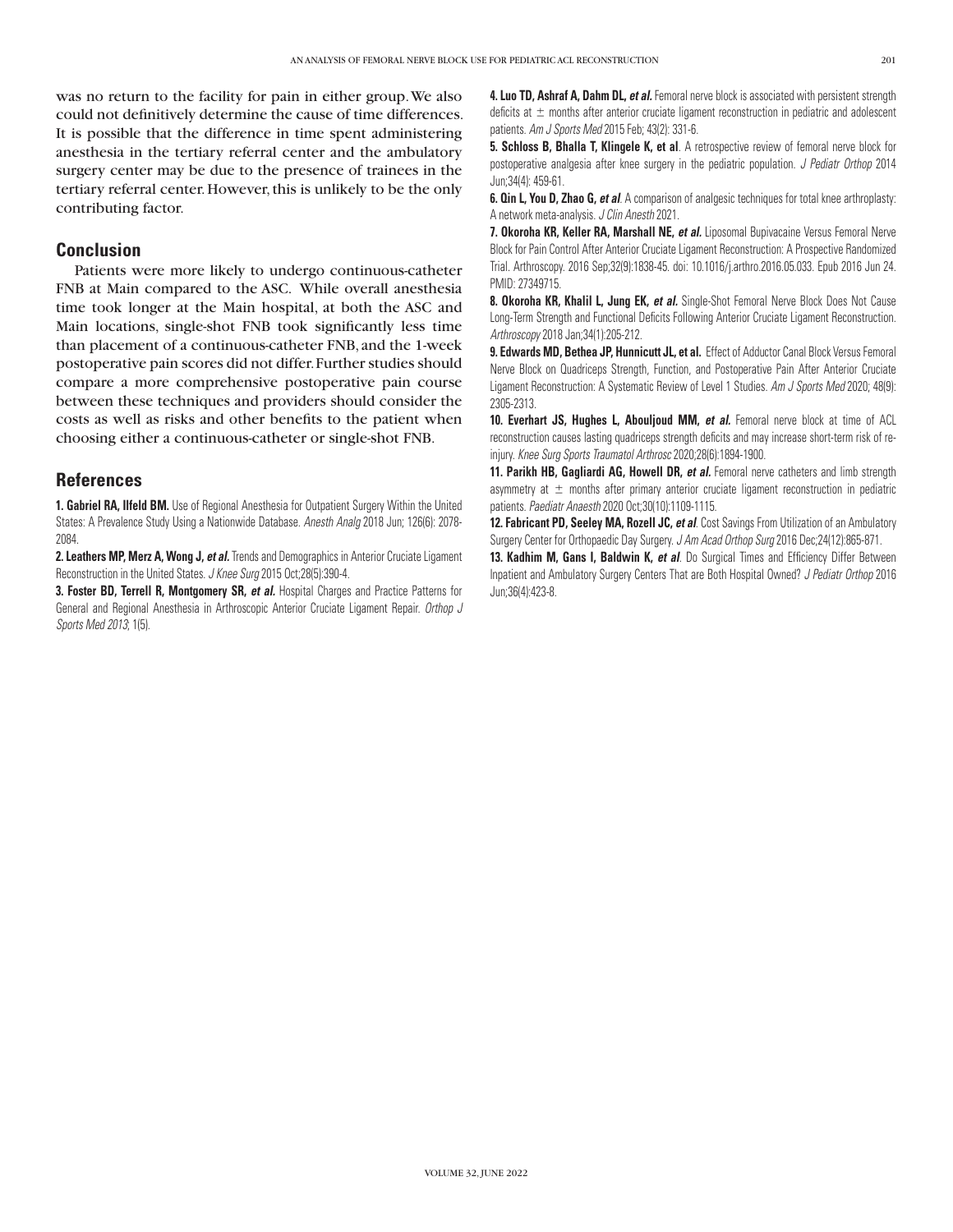was no return to the facility for pain in either group. We also could not definitively determine the cause of time differences. It is possible that the difference in time spent administering anesthesia in the tertiary referral center and the ambulatory surgery center may be due to the presence of trainees in the tertiary referral center. However, this is unlikely to be the only contributing factor.

## Conclusion

Patients were more likely to undergo continuous-catheter FNB at Main compared to the ASC. While overall anesthesia time took longer at the Main hospital, at both the ASC and Main locations, single-shot FNB took significantly less time than placement of a continuous-catheter FNB, and the 1-week postoperative pain scores did not differ. Further studies should compare a more comprehensive postoperative pain course between these techniques and providers should consider the costs as well as risks and other benefits to the patient when choosing either a continuous-catheter or single-shot FNB.

## References

**1. Gabriel RA, Ilfeld BM.** Use of Regional Anesthesia for Outpatient Surgery Within the United States: A Prevalence Study Using a Nationwide Database. *Anesth Analg* 2018 Jun; 126(6): 2078-2084.

**2. Leathers MP, Merz A, Wong J, *et al.*** Trends and Demographics in Anterior Cruciate Ligament Reconstruction in the United States. *J Knee Surg* 2015 Oct;28(5):390-4.

**3. Foster BD, Terrell R, Montgomery SR, *et al.*** Hospital Charges and Practice Patterns for General and Regional Anesthesia in Arthroscopic Anterior Cruciate Ligament Repair. *Orthop J Sports Med 2013*; 1(5).

**4. Luo TD, Ashraf A, Dahm DL, *et al.*** Femoral nerve block is associated with persistent strength deficits at ± months after anterior cruciate ligament reconstruction in pediatric and adolescent patients. *Am J Sports Med* 2015 Feb; 43(2): 331-6.

**5. Schloss B, Bhalla T, Klingele K, et al**. A retrospective review of femoral nerve block for postoperative analgesia after knee surgery in the pediatric population. *J Pediatr Orthop* 2014 Jun;34(4): 459-61.

**6. Qin L, You D, Zhao G, *et al*.** A comparison of analgesic techniques for total knee arthroplasty: A network meta-analysis. *J Clin Anesth* 2021.

**7. Okoroha KR, Keller RA, Marshall NE, *et al.*** Liposomal Bupivacaine Versus Femoral Nerve Block for Pain Control After Anterior Cruciate Ligament Reconstruction: A Prospective Randomized Trial. Arthroscopy. 2016 Sep;32(9):1838-45. doi: 10.1016/j.arthro.2016.05.033. Epub 2016 Jun 24. PMID: 27349715.

**8. Okoroha KR, Khalil L, Jung EK, *et al.*** Single-Shot Femoral Nerve Block Does Not Cause Long-Term Strength and Functional Deficits Following Anterior Cruciate Ligament Reconstruction. *Arthroscopy* 2018 Jan;34(1):205-212.

**9. Edwards MD, Bethea JP, Hunnicutt JL, et al.** Effect of Adductor Canal Block Versus Femoral Nerve Block on Quadriceps Strength, Function, and Postoperative Pain After Anterior Cruciate Ligament Reconstruction: A Systematic Review of Level 1 Studies. *Am J Sports Med* 2020; 48(9): 2305-2313.

**10. Everhart JS, Hughes L, Abouljoud MM, *et al.*** Femoral nerve block at time of ACL reconstruction causes lasting quadriceps strength deficits and may increase short-term risk of re-injury. *Knee Surg Sports Traumatol Arthrosc* 2020;28(6):1894-1900.

**11. Parikh HB, Gagliardi AG, Howell DR, *et al.*** Femoral nerve catheters and limb strength asymmetry at ± months after primary anterior cruciate ligament reconstruction in pediatric patients. *Paediatr Anaesth* 2020 Oct;30(10):1109-1115.

**12. Fabricant PD, Seeley MA, Rozell JC, *et al*.** Cost Savings From Utilization of an Ambulatory Surgery Center for Orthopaedic Day Surgery. *J Am Acad Orthop Surg* 2016 Dec;24(12):865-871.

**13. Kadhim M, Gans I, Baldwin K, *et al*.** Do Surgical Times and Efficiency Differ Between Inpatient and Ambulatory Surgery Centers That are Both Hospital Owned? *J Pediatr Orthop* 2016 Jun;36(4):423-8.